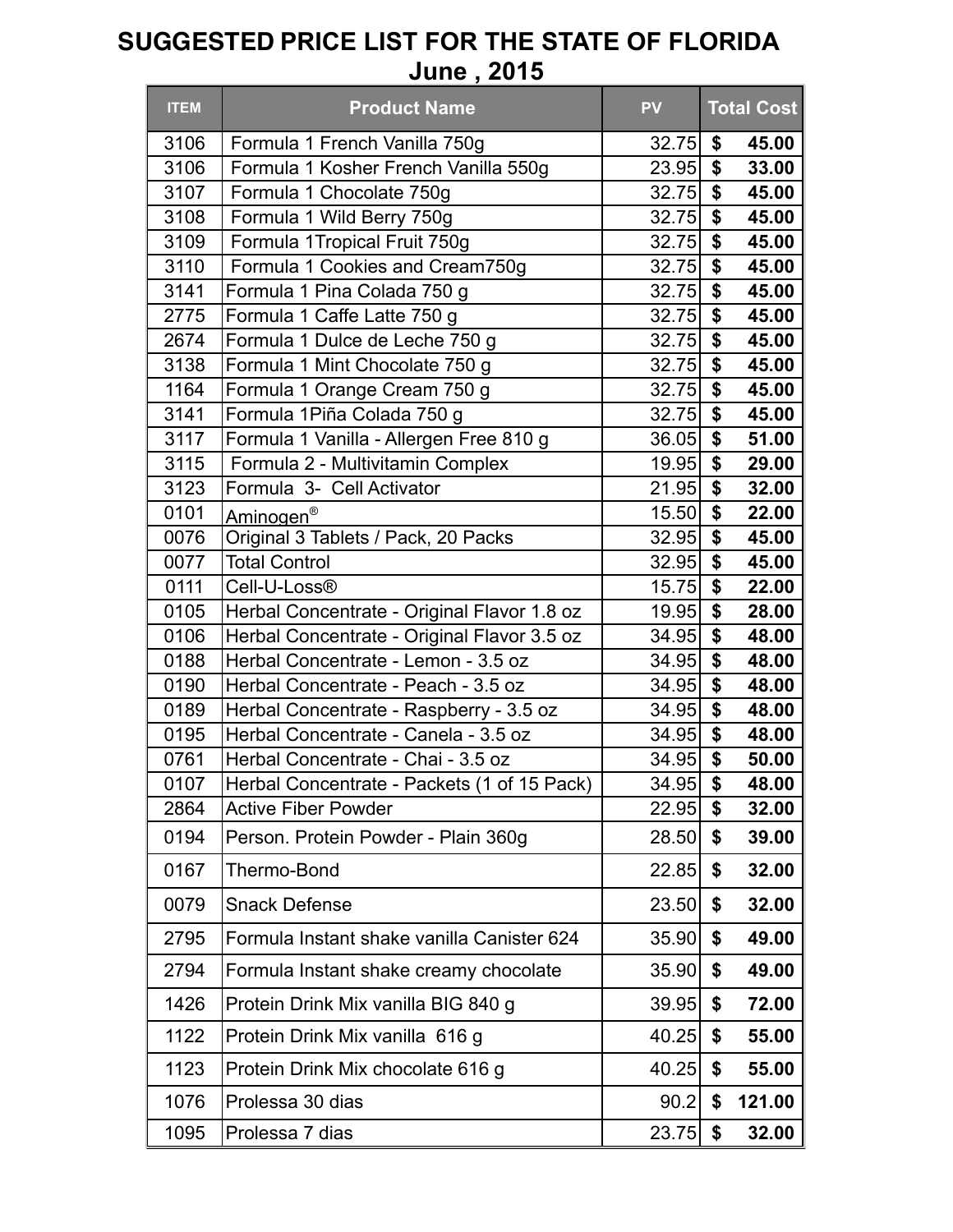# SUGGESTED PRICE LIST FOR THE STATE OF FLORIDA

## June , 2015

| ITEM | Product Name | PV | Total Cost |
|---|---|---|---|
| 3106 | Formula 1 French Vanilla 750g | 32.75 | $ 45.00 |
| 3106 | Formula 1 Kosher French Vanilla 550g | 23.95 | $ 33.00 |
| 3107 | Formula 1 Chocolate 750g | 32.75 | $ 45.00 |
| 3108 | Formula 1 Wild Berry 750g | 32.75 | $ 45.00 |
| 3109 | Formula 1Tropical Fruit 750g | 32.75 | $ 45.00 |
| 3110 | Formula 1 Cookies and Cream750g | 32.75 | $ 45.00 |
| 3141 | Formula 1 Pina Colada 750 g | 32.75 | $ 45.00 |
| 2775 | Formula 1 Caffe Latte 750 g | 32.75 | $ 45.00 |
| 2674 | Formula 1 Dulce de Leche 750 g | 32.75 | $ 45.00 |
| 3138 | Formula 1 Mint Chocolate 750 g | 32.75 | $ 45.00 |
| 1164 | Formula 1 Orange Cream 750 g | 32.75 | $ 45.00 |
| 3141 | Formula 1Piña Colada 750 g | 32.75 | $ 45.00 |
| 3117 | Formula 1 Vanilla - Allergen Free 810 g | 36.05 | $ 51.00 |
| 3115 | Formula 2 - Multivitamin Complex | 19.95 | $ 29.00 |
| 3123 | Formula 3- Cell Activator | 21.95 | $ 32.00 |
| 0101 | Aminogen® | 15.50 | $ 22.00 |
| 0076 | Original 3 Tablets / Pack, 20 Packs | 32.95 | $ 45.00 |
| 0077 | Total Control | 32.95 | $ 45.00 |
| 0111 | Cell-U-Loss® | 15.75 | $ 22.00 |
| 0105 | Herbal Concentrate - Original Flavor 1.8 oz | 19.95 | $ 28.00 |
| 0106 | Herbal Concentrate - Original Flavor 3.5 oz | 34.95 | $ 48.00 |
| 0188 | Herbal Concentrate - Lemon - 3.5 oz | 34.95 | $ 48.00 |
| 0190 | Herbal Concentrate - Peach - 3.5 oz | 34.95 | $ 48.00 |
| 0189 | Herbal Concentrate - Raspberry - 3.5 oz | 34.95 | $ 48.00 |
| 0195 | Herbal Concentrate - Canela - 3.5 oz | 34.95 | $ 48.00 |
| 0761 | Herbal Concentrate - Chai - 3.5 oz | 34.95 | $ 50.00 |
| 0107 | Herbal Concentrate - Packets (1 of 15 Pack) | 34.95 | $ 48.00 |
| 2864 | Active Fiber Powder | 22.95 | $ 32.00 |
| 0194 | Person. Protein Powder - Plain 360g | 28.50 | $ 39.00 |
| 0167 | Thermo-Bond | 22.85 | $ 32.00 |
| 0079 | Snack Defense | 23.50 | $ 32.00 |
| 2795 | Formula Instant shake vanilla Canister 624 | 35.90 | $ 49.00 |
| 2794 | Formula Instant shake creamy chocolate | 35.90 | $ 49.00 |
| 1426 | Protein Drink Mix vanilla BIG 840 g | 39.95 | $ 72.00 |
| 1122 | Protein Drink Mix vanilla 616 g | 40.25 | $ 55.00 |
| 1123 | Protein Drink Mix chocolate 616 g | 40.25 | $ 55.00 |
| 1076 | Prolessa 30 dias | 90.2 | $ 121.00 |
| 1095 | Prolessa 7 dias | 23.75 | $ 32.00 |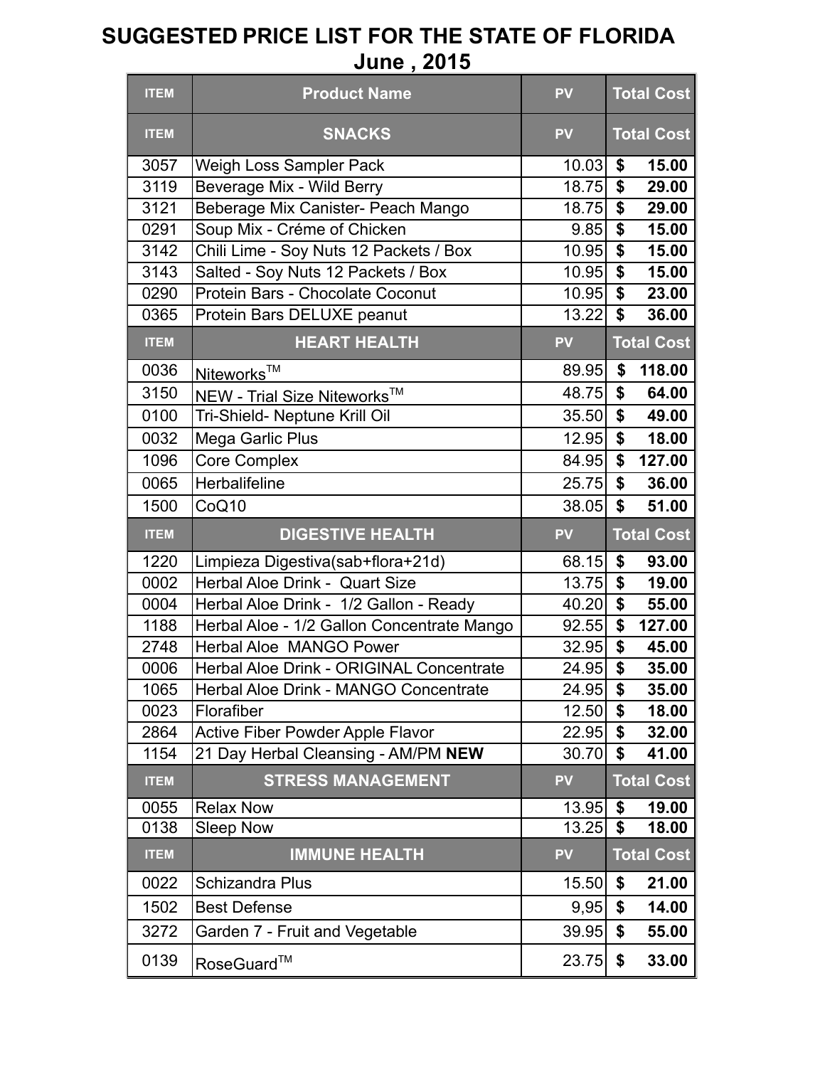# SUGGESTED PRICE LIST FOR THE STATE OF FLORIDA
## June , 2015

| ITEM | Product Name | PV | Total Cost |
|---|---|---|---|
| **ITEM** | **SNACKS** | **PV** | **Total Cost** |
| 3057 | Weigh Loss Sampler Pack | 10.03 | $ 15.00 |
| 3119 | Beverage Mix - Wild Berry | 18.75 | $ 29.00 |
| 3121 | Beberage Mix Canister- Peach Mango | 18.75 | $ 29.00 |
| 0291 | Soup Mix - Créme of Chicken | 9.85 | $ 15.00 |
| 3142 | Chili Lime - Soy Nuts 12 Packets / Box | 10.95 | $ 15.00 |
| 3143 | Salted - Soy Nuts 12 Packets / Box | 10.95 | $ 15.00 |
| 0290 | Protein Bars - Chocolate Coconut | 10.95 | $ 23.00 |
| 0365 | Protein Bars DELUXE peanut | 13.22 | $ 36.00 |
| **ITEM** | **HEART HEALTH** | **PV** | **Total Cost** |
| 0036 | Niteworks™ | 89.95 | $ 118.00 |
| 3150 | NEW - Trial Size Niteworks™ | 48.75 | $ 64.00 |
| 0100 | Tri-Shield- Neptune Krill Oil | 35.50 | $ 49.00 |
| 0032 | Mega Garlic Plus | 12.95 | $ 18.00 |
| 1096 | Core Complex | 84.95 | $ 127.00 |
| 0065 | Herbalifeline | 25.75 | $ 36.00 |
| 1500 | CoQ10 | 38.05 | $ 51.00 |
| **ITEM** | **DIGESTIVE HEALTH** | **PV** | **Total Cost** |
| 1220 | Limpieza Digestiva(sab+flora+21d) | 68.15 | $ 93.00 |
| 0002 | Herbal Aloe Drink - Quart Size | 13.75 | $ 19.00 |
| 0004 | Herbal Aloe Drink - 1/2 Gallon - Ready | 40.20 | $ 55.00 |
| 1188 | Herbal Aloe - 1/2 Gallon Concentrate Mango | 92.55 | $ 127.00 |
| 2748 | Herbal Aloe MANGO Power | 32.95 | $ 45.00 |
| 0006 | Herbal Aloe Drink - ORIGINAL Concentrate | 24.95 | $ 35.00 |
| 1065 | Herbal Aloe Drink - MANGO Concentrate | 24.95 | $ 35.00 |
| 0023 | Florafiber | 12.50 | $ 18.00 |
| 2864 | Active Fiber Powder Apple Flavor | 22.95 | $ 32.00 |
| 1154 | 21 Day Herbal Cleansing - AM/PM **NEW** | 30.70 | $ 41.00 |
| **ITEM** | **STRESS MANAGEMENT** | **PV** | **Total Cost** |
| 0055 | Relax Now | 13.95 | $ 19.00 |
| 0138 | Sleep Now | 13.25 | $ 18.00 |
| **ITEM** | **IMMUNE HEALTH** | **PV** | **Total Cost** |
| 0022 | Schizandra Plus | 15.50 | $ 21.00 |
| 1502 | Best Defense | 9,95 | $ 14.00 |
| 3272 | Garden 7 - Fruit and Vegetable | 39.95 | $ 55.00 |
| 0139 | RoseGuard™ | 23.75 | $ 33.00 |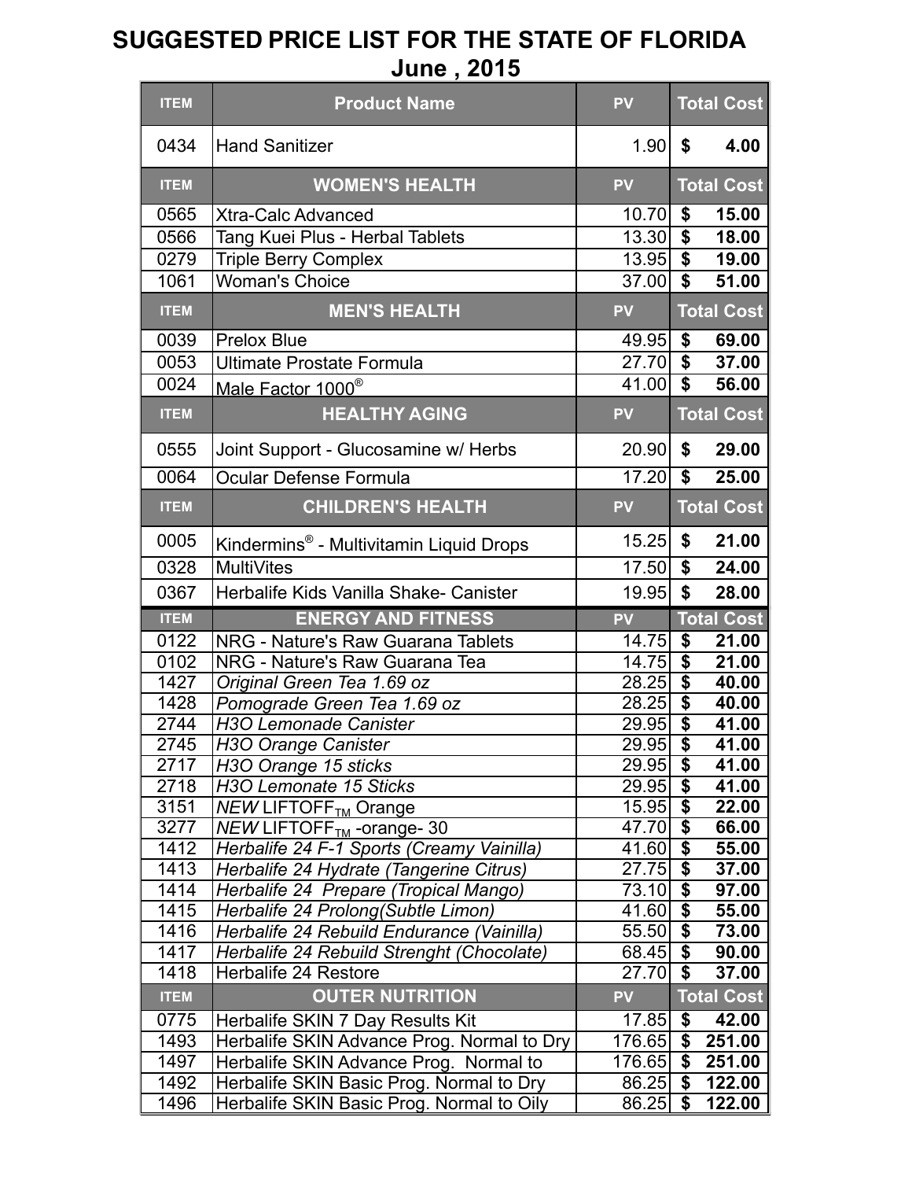# SUGGESTED PRICE LIST FOR THE STATE OF FLORIDA
## June , 2015

| ITEM | Product Name | PV | Total Cost |
|---|---|---|---|
| 0434 | Hand Sanitizer | 1.90 | $ **4.00** |
| **ITEM** | **WOMEN'S HEALTH** | **PV** | **Total Cost** |
| 0565 | Xtra-Calc Advanced | 10.70 | $ **15.00** |
| 0566 | Tang Kuei Plus - Herbal Tablets | 13.30 | $ **18.00** |
| 0279 | Triple Berry Complex | 13.95 | $ **19.00** |
| 1061 | Woman's Choice | 37.00 | $ **51.00** |
| **ITEM** | **MEN'S HEALTH** | **PV** | **Total Cost** |
| 0039 | Prelox Blue | 49.95 | $ **69.00** |
| 0053 | Ultimate Prostate Formula | 27.70 | $ **37.00** |
| 0024 | Male Factor 1000® | 41.00 | $ **56.00** |
| **ITEM** | **HEALTHY AGING** | **PV** | **Total Cost** |
| 0555 | Joint Support - Glucosamine w/ Herbs | 20.90 | $ **29.00** |
| 0064 | Ocular Defense Formula | 17.20 | $ **25.00** |
| **ITEM** | **CHILDREN'S HEALTH** | **PV** | **Total Cost** |
| 0005 | Kindermins® - Multivitamin Liquid Drops | 15.25 | $ **21.00** |
| 0328 | MultiVites | 17.50 | $ **24.00** |
| 0367 | Herbalife Kids Vanilla Shake- Canister | 19.95 | $ **28.00** |
| **ITEM** | **ENERGY AND FITNESS** | **PV** | **Total Cost** |
| 0122 | NRG - Nature's Raw Guarana Tablets | 14.75 | $ **21.00** |
| 0102 | NRG - Nature's Raw Guarana Tea | 14.75 | $ **21.00** |
| 1427 | *Original Green Tea 1.69 oz* | 28.25 | $ **40.00** |
| 1428 | *Pomograde Green Tea 1.69 oz* | 28.25 | $ **40.00** |
| 2744 | *H3O Lemonade Canister* | 29.95 | $ **41.00** |
| 2745 | *H3O Orange Canister* | 29.95 | $ **41.00** |
| 2717 | *H3O Orange 15 sticks* | 29.95 | $ **41.00** |
| 2718 | *H3O Lemonate 15 Sticks* | 29.95 | $ **41.00** |
| 3151 | *NEW* LIFTOFF$_{TM}$ Orange | 15.95 | $ **22.00** |
| 3277 | *NEW* LIFTOFF$_{TM}$ -orange- 30 | 47.70 | $ **66.00** |
| 1412 | *Herbalife 24 F-1 Sports (Creamy Vainilla)* | 41.60 | $ **55.00** |
| 1413 | *Herbalife 24 Hydrate (Tangerine Citrus)* | 27.75 | $ **37.00** |
| 1414 | *Herbalife 24 Prepare (Tropical Mango)* | 73.10 | $ **97.00** |
| 1415 | *Herbalife 24 Prolong(Subtle Limon)* | 41.60 | $ **55.00** |
| 1416 | *Herbalife 24 Rebuild Endurance (Vainilla)* | 55.50 | $ **73.00** |
| 1417 | *Herbalife 24 Rebuild Strenght (Chocolate)* | 68.45 | $ **90.00** |
| 1418 | Herbalife 24 Restore | 27.70 | $ **37.00** |
| **ITEM** | **OUTER NUTRITION** | **PV** | **Total Cost** |
| 0775 | Herbalife SKIN 7 Day Results Kit | 17.85 | $ **42.00** |
| 1493 | Herbalife SKIN Advance Prog. Normal to Dry | 176.65 | $ **251.00** |
| 1497 | Herbalife SKIN Advance Prog. Normal to | 176.65 | $ **251.00** |
| 1492 | Herbalife SKIN Basic Prog. Normal to Dry | 86.25 | $ **122.00** |
| 1496 | Herbalife SKIN Basic Prog. Normal to Oily | 86.25 | $ **122.00** |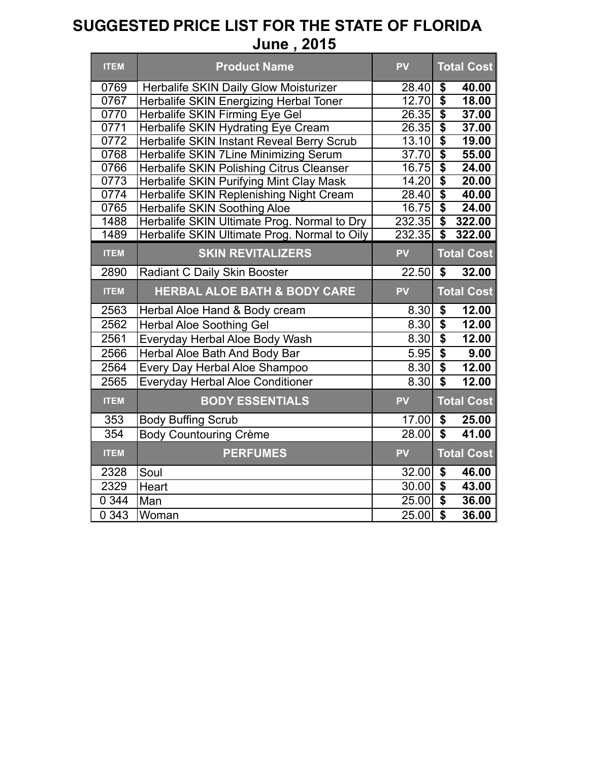# SUGGESTED PRICE LIST FOR THE STATE OF FLORIDA
## June , 2015

| ITEM | Product Name | PV | Total Cost |
|---|---|---|---|
| 0769 | Herbalife SKIN Daily Glow Moisturizer | 28.40 | $ 40.00 |
| 0767 | Herbalife SKIN Energizing Herbal Toner | 12.70 | $ 18.00 |
| 0770 | Herbalife SKIN Firming Eye Gel | 26.35 | $ 37.00 |
| 0771 | Herbalife SKIN Hydrating Eye Cream | 26.35 | $ 37.00 |
| 0772 | Herbalife SKIN Instant Reveal Berry Scrub | 13.10 | $ 19.00 |
| 0768 | Herbalife SKIN 7Line Minimizing Serum | 37.70 | $ 55.00 |
| 0766 | Herbalife SKIN Polishing Citrus Cleanser | 16.75 | $ 24.00 |
| 0773 | Herbalife SKIN Purifying Mint Clay Mask | 14.20 | $ 20.00 |
| 0774 | Herbalife SKIN Replenishing Night Cream | 28.40 | $ 40.00 |
| 0765 | Herbalife SKIN Soothing Aloe | 16.75 | $ 24.00 |
| 1488 | Herbalife SKIN Ultimate Prog. Normal to Dry | 232.35 | $ 322.00 |
| 1489 | Herbalife SKIN Ultimate Prog. Normal to Oily | 232.35 | $ 322.00 |
| **ITEM** | **SKIN REVITALIZERS** | **PV** | **Total Cost** |
| 2890 | Radiant C Daily Skin Booster | 22.50 | $ 32.00 |
| **ITEM** | **HERBAL ALOE BATH & BODY CARE** | **PV** | **Total Cost** |
| 2563 | Herbal Aloe Hand & Body cream | 8.30 | $ 12.00 |
| 2562 | Herbal Aloe Soothing Gel | 8.30 | $ 12.00 |
| 2561 | Everyday Herbal Aloe Body Wash | 8.30 | $ 12.00 |
| 2566 | Herbal Aloe Bath And Body Bar | 5.95 | $ 9.00 |
| 2564 | Every Day Herbal Aloe Shampoo | 8.30 | $ 12.00 |
| 2565 | Everyday Herbal Aloe Conditioner | 8.30 | $ 12.00 |
| **ITEM** | **BODY ESSENTIALS** | **PV** | **Total Cost** |
| 353 | Body Buffing Scrub | 17.00 | $ 25.00 |
| 354 | Body Countouring Crème | 28.00 | $ 41.00 |
| **ITEM** | **PERFUMES** | **PV** | **Total Cost** |
| 2328 | Soul | 32.00 | $ 46.00 |
| 2329 | Heart | 30.00 | $ 43.00 |
| 0 344 | Man | 25.00 | $ 36.00 |
| 0 343 | Woman | 25.00 | $ 36.00 |